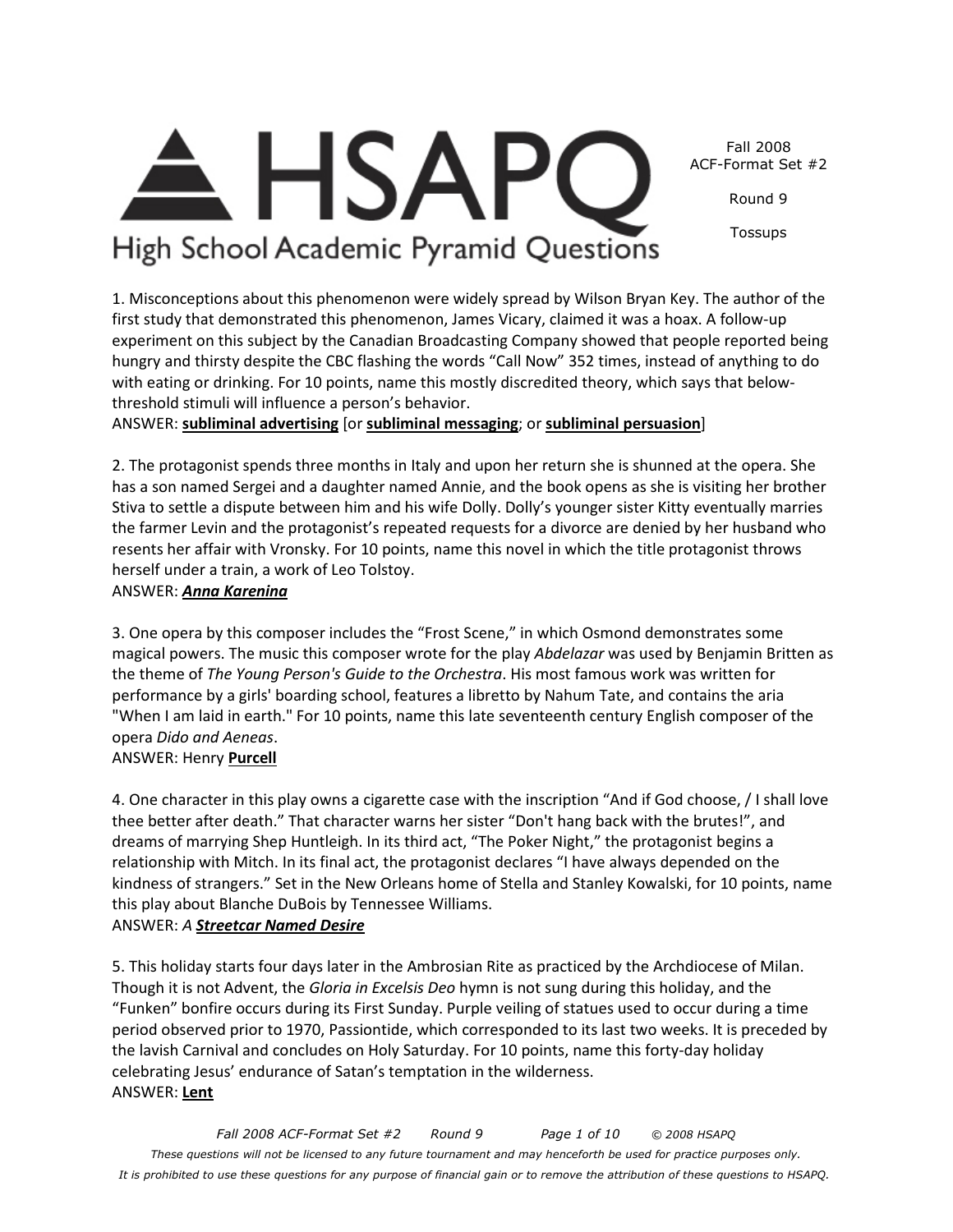# HSAPQ

## High School Academic Pyramid Questions

Fall 2008
ACF-Format Set #2

Round 9

Tossups

1. Misconceptions about this phenomenon were widely spread by Wilson Bryan Key. The author of the first study that demonstrated this phenomenon, James Vicary, claimed it was a hoax. A follow-up experiment on this subject by the Canadian Broadcasting Company showed that people reported being hungry and thirsty despite the CBC flashing the words "Call Now" 352 times, instead of anything to do with eating or drinking. For 10 points, name this mostly discredited theory, which says that below-threshold stimuli will influence a person's behavior.
ANSWER: **subliminal advertising** [or **subliminal messaging**; or **subliminal persuasion**]

2. The protagonist spends three months in Italy and upon her return she is shunned at the opera. She has a son named Sergei and a daughter named Annie, and the book opens as she is visiting her brother Stiva to settle a dispute between him and his wife Dolly. Dolly's younger sister Kitty eventually marries the farmer Levin and the protagonist's repeated requests for a divorce are denied by her husband who resents her affair with Vronsky. For 10 points, name this novel in which the title protagonist throws herself under a train, a work of Leo Tolstoy.
ANSWER: ***Anna Karenina***

3. One opera by this composer includes the "Frost Scene," in which Osmond demonstrates some magical powers. The music this composer wrote for the play *Abdelazar* was used by Benjamin Britten as the theme of *The Young Person's Guide to the Orchestra*. His most famous work was written for performance by a girls' boarding school, features a libretto by Nahum Tate, and contains the aria "When I am laid in earth." For 10 points, name this late seventeenth century English composer of the opera *Dido and Aeneas*.
ANSWER: Henry **Purcell**

4. One character in this play owns a cigarette case with the inscription "And if God choose, / I shall love thee better after death." That character warns her sister "Don't hang back with the brutes!", and dreams of marrying Shep Huntleigh. In its third act, "The Poker Night," the protagonist begins a relationship with Mitch. In its final act, the protagonist declares "I have always depended on the kindness of strangers." Set in the New Orleans home of Stella and Stanley Kowalski, for 10 points, name this play about Blanche DuBois by Tennessee Williams.
ANSWER: *A* ***Streetcar Named Desire***

5. This holiday starts four days later in the Ambrosian Rite as practiced by the Archdiocese of Milan. Though it is not Advent, the *Gloria in Excelsis Deo* hymn is not sung during this holiday, and the "Funken" bonfire occurs during its First Sunday. Purple veiling of statues used to occur during a time period observed prior to 1970, Passiontide, which corresponded to its last two weeks. It is preceded by the lavish Carnival and concludes on Holy Saturday. For 10 points, name this forty-day holiday celebrating Jesus' endurance of Satan's temptation in the wilderness.
ANSWER: **Lent**

*These questions will not be licensed to any future tournament and may henceforth be used for practice purposes only.*
*It is prohibited to use these questions for any purpose of financial gain or to remove the attribution of these questions to HSAPQ.*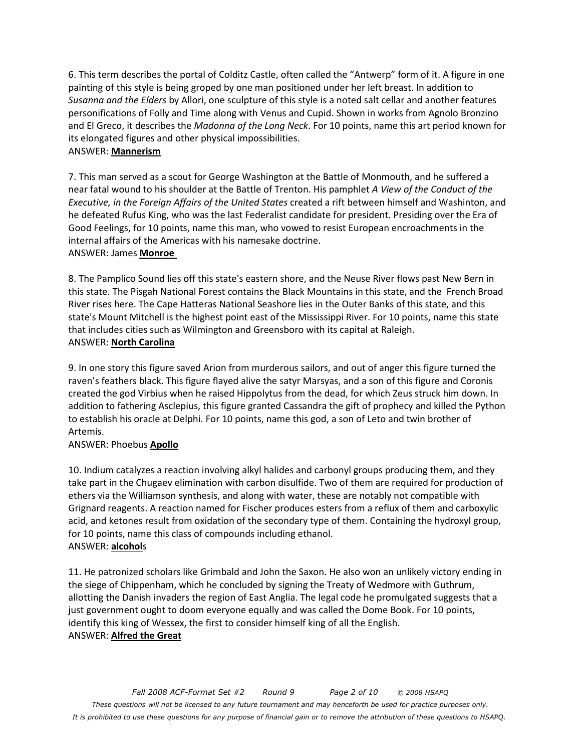6. This term describes the portal of Colditz Castle, often called the "Antwerp" form of it. A figure in one painting of this style is being groped by one man positioned under her left breast. In addition to *Susanna and the Elders* by Allori, one sculpture of this style is a noted salt cellar and another features personifications of Folly and Time along with Venus and Cupid. Shown in works from Agnolo Bronzino and El Greco, it describes the *Madonna of the Long Neck*. For 10 points, name this art period known for its elongated figures and other physical impossibilities.
ANSWER: **Mannerism**

7. This man served as a scout for George Washington at the Battle of Monmouth, and he suffered a near fatal wound to his shoulder at the Battle of Trenton. His pamphlet *A View of the Conduct of the Executive, in the Foreign Affairs of the United States* created a rift between himself and Washinton, and he defeated Rufus King, who was the last Federalist candidate for president. Presiding over the Era of Good Feelings, for 10 points, name this man, who vowed to resist European encroachments in the internal affairs of the Americas with his namesake doctrine.
ANSWER: James **Monroe**

8. The Pamplico Sound lies off this state's eastern shore, and the Neuse River flows past New Bern in this state. The Pisgah National Forest contains the Black Mountains in this state, and the French Broad River rises here. The Cape Hatteras National Seashore lies in the Outer Banks of this state, and this state's Mount Mitchell is the highest point east of the Mississippi River. For 10 points, name this state that includes cities such as Wilmington and Greensboro with its capital at Raleigh.
ANSWER: **North Carolina**

9. In one story this figure saved Arion from murderous sailors, and out of anger this figure turned the raven's feathers black. This figure flayed alive the satyr Marsyas, and a son of this figure and Coronis created the god Virbius when he raised Hippolytus from the dead, for which Zeus struck him down. In addition to fathering Asclepius, this figure granted Cassandra the gift of prophecy and killed the Python to establish his oracle at Delphi. For 10 points, name this god, a son of Leto and twin brother of Artemis.
ANSWER: Phoebus **Apollo**

10. Indium catalyzes a reaction involving alkyl halides and carbonyl groups producing them, and they take part in the Chugaev elimination with carbon disulfide. Two of them are required for production of ethers via the Williamson synthesis, and along with water, these are notably not compatible with Grignard reagents. A reaction named for Fischer produces esters from a reflux of them and carboxylic acid, and ketones result from oxidation of the secondary type of them. Containing the hydroxyl group, for 10 points, name this class of compounds including ethanol.
ANSWER: **alcohol**s

11. He patronized scholars like Grimbald and John the Saxon. He also won an unlikely victory ending in the siege of Chippenham, which he concluded by signing the Treaty of Wedmore with Guthrum, allotting the Danish invaders the region of East Anglia. The legal code he promulgated suggests that a just government ought to doom everyone equally and was called the Dome Book. For 10 points, identify this king of Wessex, the first to consider himself king of all the English.
ANSWER: **Alfred the Great**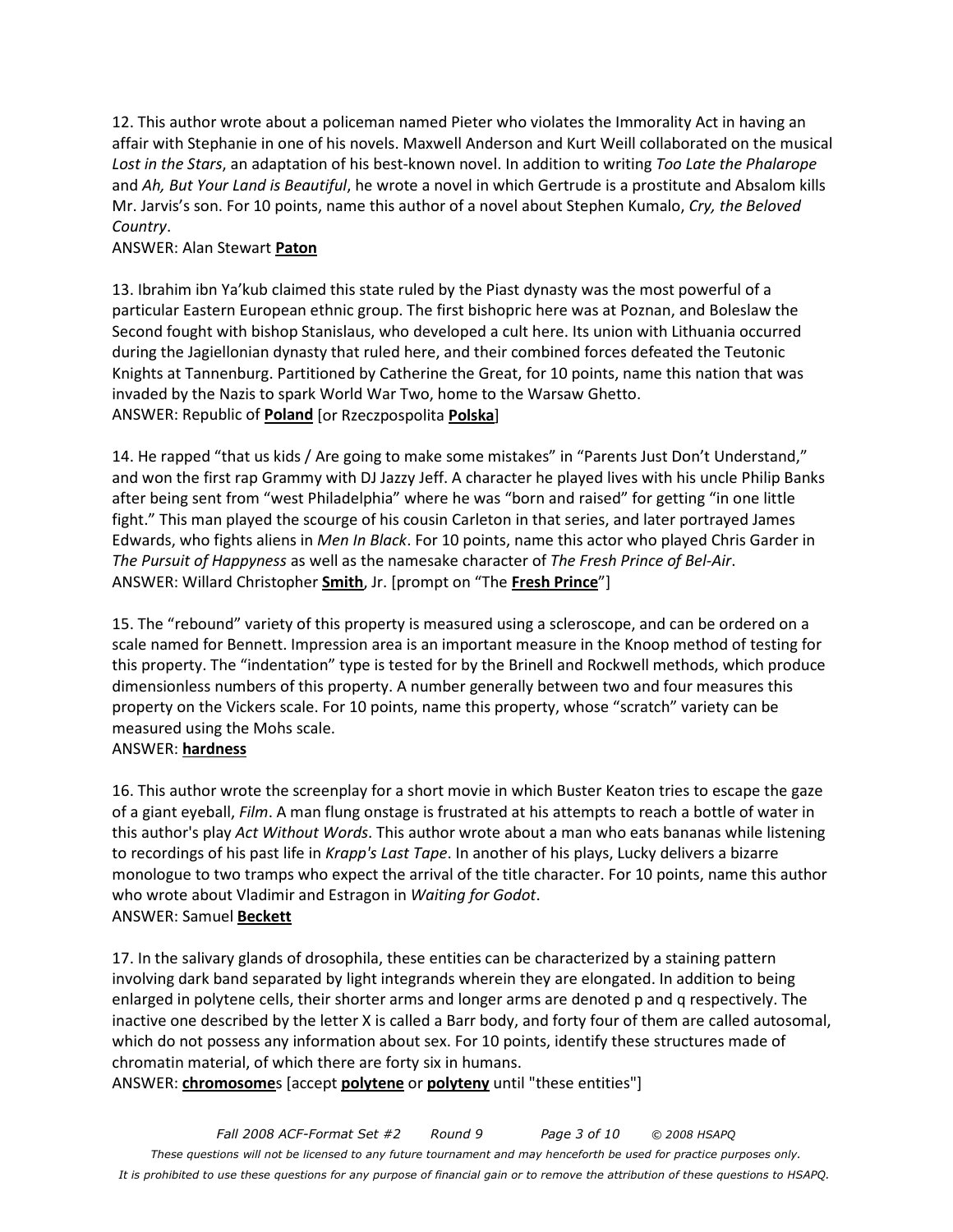12. This author wrote about a policeman named Pieter who violates the Immorality Act in having an affair with Stephanie in one of his novels. Maxwell Anderson and Kurt Weill collaborated on the musical *Lost in the Stars*, an adaptation of his best-known novel. In addition to writing *Too Late the Phalarope* and *Ah, But Your Land is Beautiful*, he wrote a novel in which Gertrude is a prostitute and Absalom kills Mr. Jarvis's son. For 10 points, name this author of a novel about Stephen Kumalo, *Cry, the Beloved Country*.
ANSWER: Alan Stewart **Paton**

13. Ibrahim ibn Ya'kub claimed this state ruled by the Piast dynasty was the most powerful of a particular Eastern European ethnic group. The first bishopric here was at Poznan, and Boleslaw the Second fought with bishop Stanislaus, who developed a cult here. Its union with Lithuania occurred during the Jagiellonian dynasty that ruled here, and their combined forces defeated the Teutonic Knights at Tannenburg. Partitioned by Catherine the Great, for 10 points, name this nation that was invaded by the Nazis to spark World War Two, home to the Warsaw Ghetto.
ANSWER: Republic of **Poland** [or Rzeczpospolita **Polska**]

14. He rapped "that us kids / Are going to make some mistakes" in "Parents Just Don't Understand," and won the first rap Grammy with DJ Jazzy Jeff. A character he played lives with his uncle Philip Banks after being sent from "west Philadelphia" where he was "born and raised" for getting "in one little fight." This man played the scourge of his cousin Carleton in that series, and later portrayed James Edwards, who fights aliens in *Men In Black*. For 10 points, name this actor who played Chris Garder in *The Pursuit of Happyness* as well as the namesake character of *The Fresh Prince of Bel-Air*.
ANSWER: Willard Christopher **Smith**, Jr. [prompt on "The **Fresh Prince**"]

15. The "rebound" variety of this property is measured using a scleroscope, and can be ordered on a scale named for Bennett. Impression area is an important measure in the Knoop method of testing for this property. The "indentation" type is tested for by the Brinell and Rockwell methods, which produce dimensionless numbers of this property. A number generally between two and four measures this property on the Vickers scale. For 10 points, name this property, whose "scratch" variety can be measured using the Mohs scale.
ANSWER: **hardness**

16. This author wrote the screenplay for a short movie in which Buster Keaton tries to escape the gaze of a giant eyeball, *Film*. A man flung onstage is frustrated at his attempts to reach a bottle of water in this author's play *Act Without Words*. This author wrote about a man who eats bananas while listening to recordings of his past life in *Krapp's Last Tape*. In another of his plays, Lucky delivers a bizarre monologue to two tramps who expect the arrival of the title character. For 10 points, name this author who wrote about Vladimir and Estragon in *Waiting for Godot*.
ANSWER: Samuel **Beckett**

17. In the salivary glands of drosophila, these entities can be characterized by a staining pattern involving dark band separated by light integrands wherein they are elongated. In addition to being enlarged in polytene cells, their shorter arms and longer arms are denoted p and q respectively. The inactive one described by the letter X is called a Barr body, and forty four of them are called autosomal, which do not possess any information about sex. For 10 points, identify these structures made of chromatin material, of which there are forty six in humans.
ANSWER: **chromosome**s [accept **polytene** or **polyteny** until "these entities"]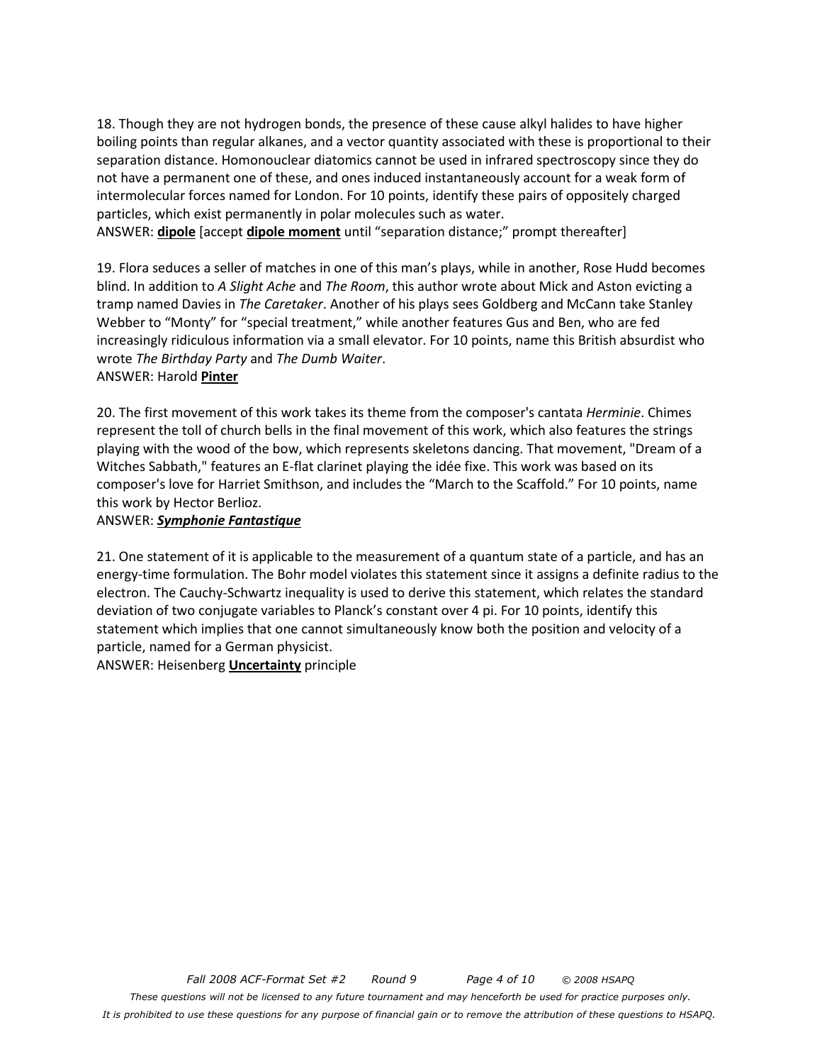18. Though they are not hydrogen bonds, the presence of these cause alkyl halides to have higher boiling points than regular alkanes, and a vector quantity associated with these is proportional to their separation distance. Homonouclear diatomics cannot be used in infrared spectroscopy since they do not have a permanent one of these, and ones induced instantaneously account for a weak form of intermolecular forces named for London. For 10 points, identify these pairs of oppositely charged particles, which exist permanently in polar molecules such as water.

ANSWER: **<u>dipole</u>** [accept **<u>dipole moment</u>** until "separation distance;" prompt thereafter]

19. Flora seduces a seller of matches in one of this man's plays, while in another, Rose Hudd becomes blind. In addition to *A Slight Ache* and *The Room*, this author wrote about Mick and Aston evicting a tramp named Davies in *The Caretaker*. Another of his plays sees Goldberg and McCann take Stanley Webber to "Monty" for "special treatment," while another features Gus and Ben, who are fed increasingly ridiculous information via a small elevator. For 10 points, name this British absurdist who wrote *The Birthday Party* and *The Dumb Waiter*.

ANSWER: Harold **<u>Pinter</u>**

20. The first movement of this work takes its theme from the composer's cantata *Herminie*. Chimes represent the toll of church bells in the final movement of this work, which also features the strings playing with the wood of the bow, which represents skeletons dancing. That movement, "Dream of a Witches Sabbath," features an E-flat clarinet playing the idée fixe. This work was based on its composer's love for Harriet Smithson, and includes the "March to the Scaffold." For 10 points, name this work by Hector Berlioz.

ANSWER: ***<u>Symphonie Fantastique</u>***

21. One statement of it is applicable to the measurement of a quantum state of a particle, and has an energy-time formulation. The Bohr model violates this statement since it assigns a definite radius to the electron. The Cauchy-Schwartz inequality is used to derive this statement, which relates the standard deviation of two conjugate variables to Planck's constant over 4 pi. For 10 points, identify this statement which implies that one cannot simultaneously know both the position and velocity of a particle, named for a German physicist.

ANSWER: Heisenberg **<u>Uncertainty</u>** principle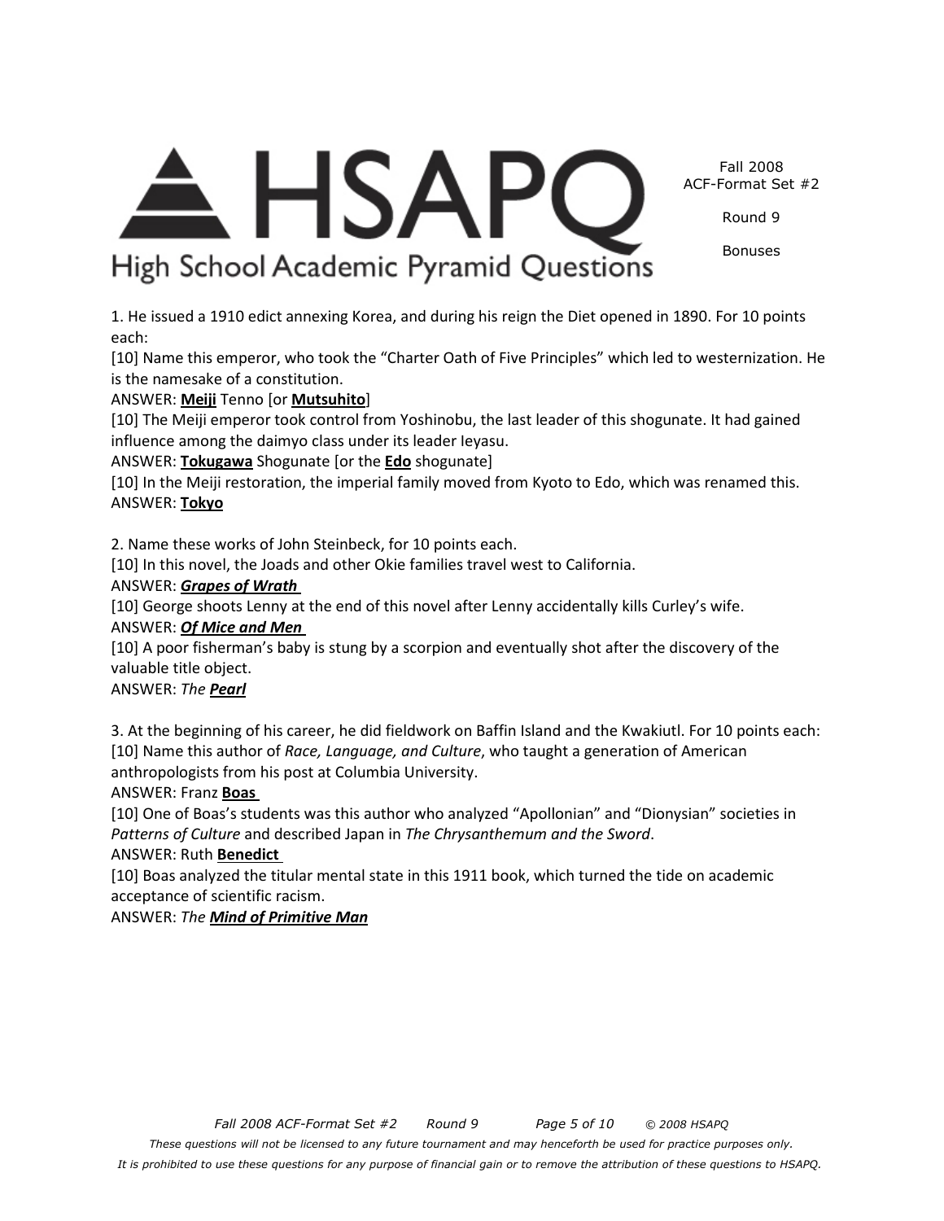1. He issued a 1910 edict annexing Korea, and during his reign the Diet opened in 1890. For 10 points each:

[10] Name this emperor, who took the "Charter Oath of Five Principles" which led to westernization. He is the namesake of a constitution.

ANSWER: **Meiji** Tenno [or **Mutsuhito**]

[10] The Meiji emperor took control from Yoshinobu, the last leader of this shogunate. It had gained influence among the daimyo class under its leader Ieyasu.

ANSWER: **Tokugawa** Shogunate [or the **Edo** shogunate]

[10] In the Meiji restoration, the imperial family moved from Kyoto to Edo, which was renamed this.

ANSWER: **Tokyo**

2. Name these works of John Steinbeck, for 10 points each.

[10] In this novel, the Joads and other Okie families travel west to California.

ANSWER: ***Grapes of Wrath***

[10] George shoots Lenny at the end of this novel after Lenny accidentally kills Curley's wife.

ANSWER: ***Of Mice and Men***

[10] A poor fisherman's baby is stung by a scorpion and eventually shot after the discovery of the valuable title object.

ANSWER: *The* ***Pearl***

3. At the beginning of his career, he did fieldwork on Baffin Island and the Kwakiutl. For 10 points each:

[10] Name this author of *Race, Language, and Culture*, who taught a generation of American anthropologists from his post at Columbia University.

ANSWER: Franz **Boas**

[10] One of Boas's students was this author who analyzed "Apollonian" and "Dionysian" societies in *Patterns of Culture* and described Japan in *The Chrysanthemum and the Sword*.

ANSWER: Ruth **Benedict**

[10] Boas analyzed the titular mental state in this 1911 book, which turned the tide on academic acceptance of scientific racism.

ANSWER: *The* ***Mind of Primitive Man***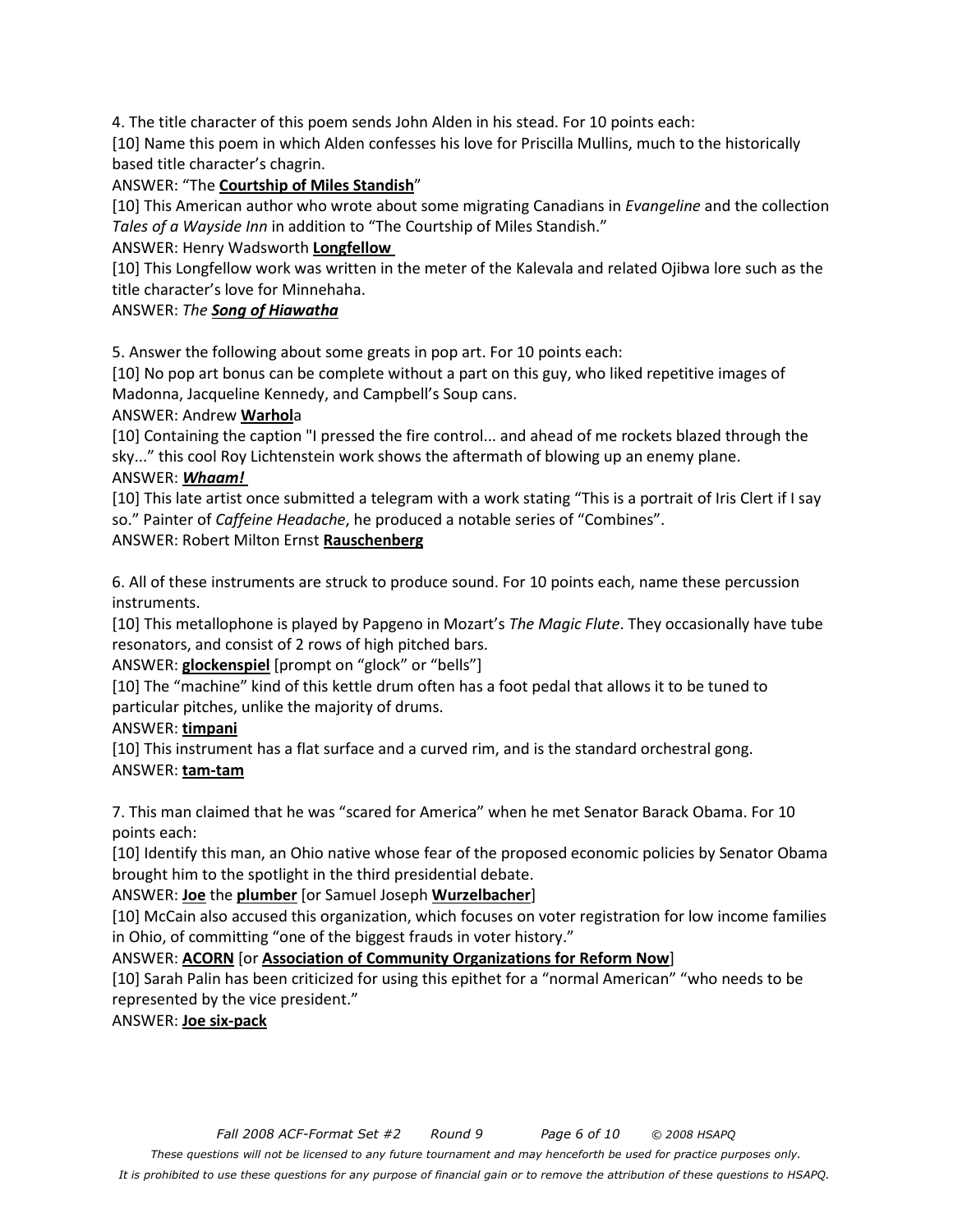4. The title character of this poem sends John Alden in his stead. For 10 points each:

[10] Name this poem in which Alden confesses his love for Priscilla Mullins, much to the historically based title character's chagrin.

ANSWER: "The **Courtship of Miles Standish**"

[10] This American author who wrote about some migrating Canadians in *Evangeline* and the collection *Tales of a Wayside Inn* in addition to "The Courtship of Miles Standish."

ANSWER: Henry Wadsworth **Longfellow**

[10] This Longfellow work was written in the meter of the Kalevala and related Ojibwa lore such as the title character's love for Minnehaha.

ANSWER: *The* ***Song of Hiawatha***

5. Answer the following about some greats in pop art. For 10 points each:

[10] No pop art bonus can be complete without a part on this guy, who liked repetitive images of Madonna, Jacqueline Kennedy, and Campbell's Soup cans.

ANSWER: Andrew **Warhol**a

[10] Containing the caption "I pressed the fire control... and ahead of me rockets blazed through the sky..." this cool Roy Lichtenstein work shows the aftermath of blowing up an enemy plane.

ANSWER: ***Whaam!***

[10] This late artist once submitted a telegram with a work stating "This is a portrait of Iris Clert if I say so." Painter of *Caffeine Headache*, he produced a notable series of "Combines".

ANSWER: Robert Milton Ernst **Rauschenberg**

6. All of these instruments are struck to produce sound. For 10 points each, name these percussion instruments.

[10] This metallophone is played by Papgeno in Mozart's *The Magic Flute*. They occasionally have tube resonators, and consist of 2 rows of high pitched bars.

ANSWER: **glockenspiel** [prompt on "glock" or "bells"]

[10] The "machine" kind of this kettle drum often has a foot pedal that allows it to be tuned to particular pitches, unlike the majority of drums.

ANSWER: **timpani**

[10] This instrument has a flat surface and a curved rim, and is the standard orchestral gong.

ANSWER: **tam-tam**

7. This man claimed that he was "scared for America" when he met Senator Barack Obama. For 10 points each:

[10] Identify this man, an Ohio native whose fear of the proposed economic policies by Senator Obama brought him to the spotlight in the third presidential debate.

ANSWER: **Joe** the **plumber** [or Samuel Joseph **Wurzelbacher**]

[10] McCain also accused this organization, which focuses on voter registration for low income families in Ohio, of committing "one of the biggest frauds in voter history."

ANSWER: **ACORN** [or **Association of Community Organizations for Reform Now**]

[10] Sarah Palin has been criticized for using this epithet for a "normal American" "who needs to be represented by the vice president."

ANSWER: **Joe six-pack**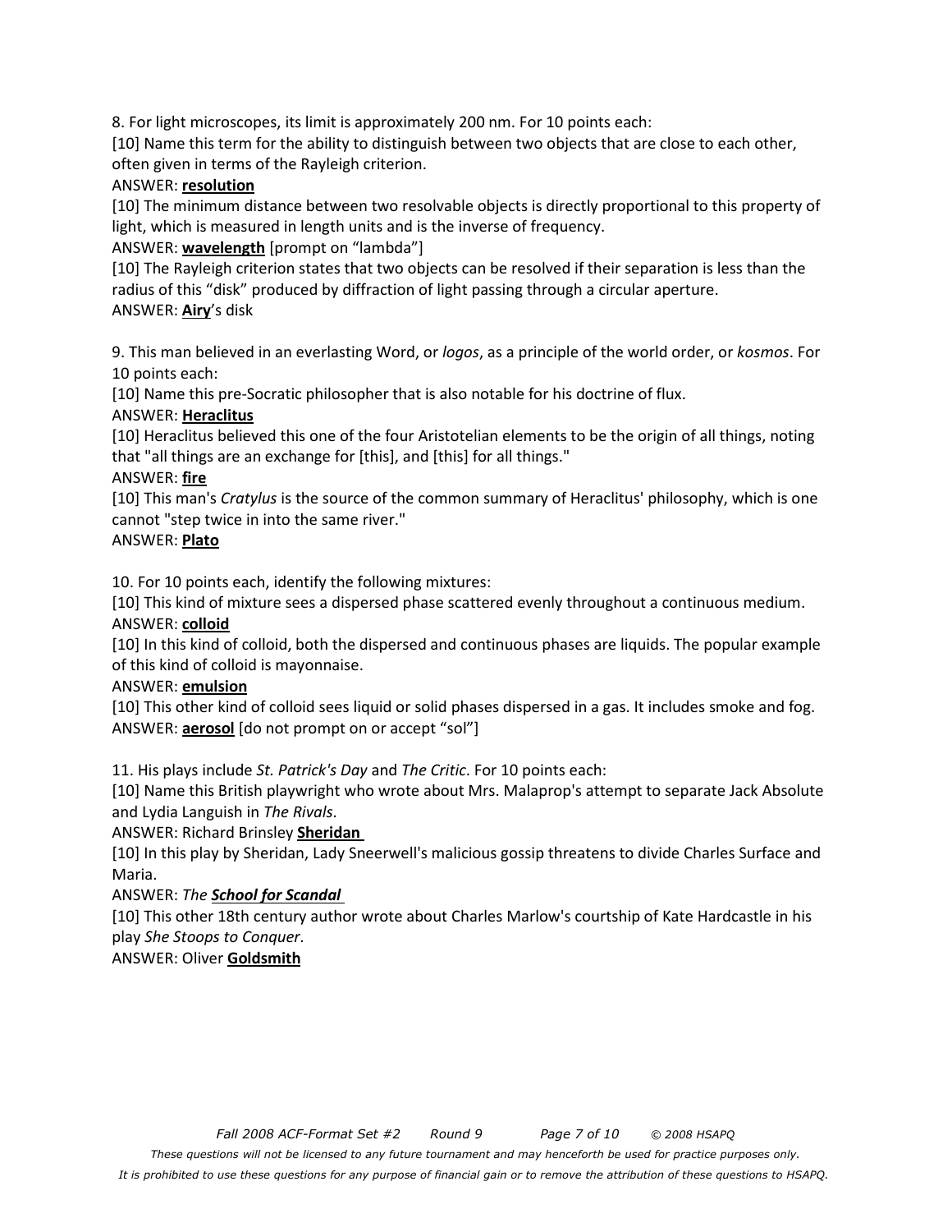8. For light microscopes, its limit is approximately 200 nm. For 10 points each:

[10] Name this term for the ability to distinguish between two objects that are close to each other, often given in terms of the Rayleigh criterion.

ANSWER: **resolution**

[10] The minimum distance between two resolvable objects is directly proportional to this property of light, which is measured in length units and is the inverse of frequency.

ANSWER: **wavelength** [prompt on "lambda"]

[10] The Rayleigh criterion states that two objects can be resolved if their separation is less than the radius of this "disk" produced by diffraction of light passing through a circular aperture.

ANSWER: **Airy**'s disk

9. This man believed in an everlasting Word, or *logos*, as a principle of the world order, or *kosmos*. For 10 points each:

[10] Name this pre-Socratic philosopher that is also notable for his doctrine of flux.

ANSWER: **Heraclitus**

[10] Heraclitus believed this one of the four Aristotelian elements to be the origin of all things, noting that "all things are an exchange for [this], and [this] for all things."

ANSWER: **fire**

[10] This man's *Cratylus* is the source of the common summary of Heraclitus' philosophy, which is one cannot "step twice in into the same river."

ANSWER: **Plato**

10. For 10 points each, identify the following mixtures:

[10] This kind of mixture sees a dispersed phase scattered evenly throughout a continuous medium.

ANSWER: **colloid**

[10] In this kind of colloid, both the dispersed and continuous phases are liquids. The popular example of this kind of colloid is mayonnaise.

ANSWER: **emulsion**

[10] This other kind of colloid sees liquid or solid phases dispersed in a gas. It includes smoke and fog.

ANSWER: **aerosol** [do not prompt on or accept "sol"]

11. His plays include *St. Patrick's Day* and *The Critic*. For 10 points each:

[10] Name this British playwright who wrote about Mrs. Malaprop's attempt to separate Jack Absolute and Lydia Languish in *The Rivals*.

ANSWER: Richard Brinsley **Sheridan**

[10] In this play by Sheridan, Lady Sneerwell's malicious gossip threatens to divide Charles Surface and Maria.

ANSWER: *The* ***School for Scandal***

[10] This other 18th century author wrote about Charles Marlow's courtship of Kate Hardcastle in his play *She Stoops to Conquer*.

ANSWER: Oliver **Goldsmith**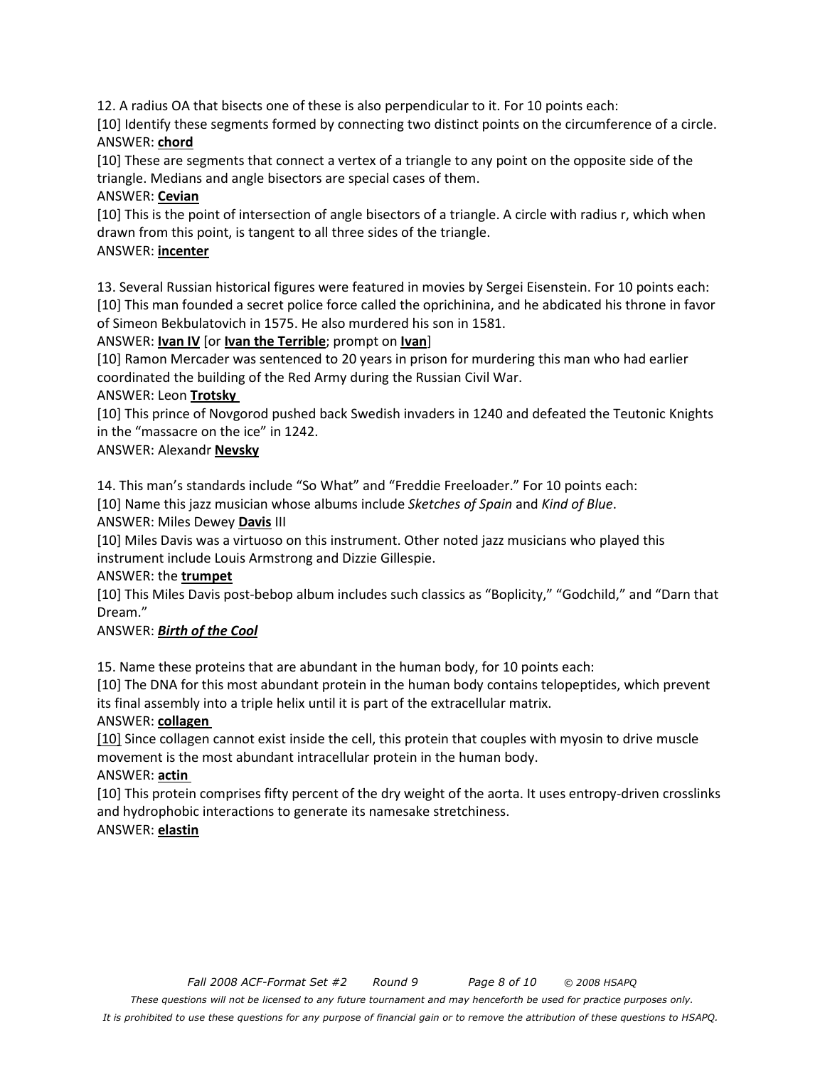12. A radius OA that bisects one of these is also perpendicular to it. For 10 points each:

[10] Identify these segments formed by connecting two distinct points on the circumference of a circle.

ANSWER: **chord**

[10] These are segments that connect a vertex of a triangle to any point on the opposite side of the triangle. Medians and angle bisectors are special cases of them.

ANSWER: **Cevian**

[10] This is the point of intersection of angle bisectors of a triangle. A circle with radius r, which when drawn from this point, is tangent to all three sides of the triangle.

ANSWER: **incenter**

13. Several Russian historical figures were featured in movies by Sergei Eisenstein. For 10 points each:

[10] This man founded a secret police force called the oprichinina, and he abdicated his throne in favor of Simeon Bekbulatovich in 1575. He also murdered his son in 1581.

ANSWER: **Ivan IV** [or **Ivan the Terrible**; prompt on **Ivan**]

[10] Ramon Mercader was sentenced to 20 years in prison for murdering this man who had earlier coordinated the building of the Red Army during the Russian Civil War.

ANSWER: Leon **Trotsky**

[10] This prince of Novgorod pushed back Swedish invaders in 1240 and defeated the Teutonic Knights in the "massacre on the ice" in 1242.

ANSWER: Alexandr **Nevsky**

14. This man's standards include "So What" and "Freddie Freeloader." For 10 points each:

[10] Name this jazz musician whose albums include *Sketches of Spain* and *Kind of Blue*.

ANSWER: Miles Dewey **Davis** III

[10] Miles Davis was a virtuoso on this instrument. Other noted jazz musicians who played this instrument include Louis Armstrong and Dizzie Gillespie.

ANSWER: the **trumpet**

[10] This Miles Davis post-bebop album includes such classics as "Boplicity," "Godchild," and "Darn that Dream."

ANSWER: ***Birth of the Cool***

15. Name these proteins that are abundant in the human body, for 10 points each:

[10] The DNA for this most abundant protein in the human body contains telopeptides, which prevent its final assembly into a triple helix until it is part of the extracellular matrix.

ANSWER: **collagen**

[10] Since collagen cannot exist inside the cell, this protein that couples with myosin to drive muscle movement is the most abundant intracellular protein in the human body.

ANSWER: **actin**

[10] This protein comprises fifty percent of the dry weight of the aorta. It uses entropy-driven crosslinks and hydrophobic interactions to generate its namesake stretchiness.

ANSWER: **elastin**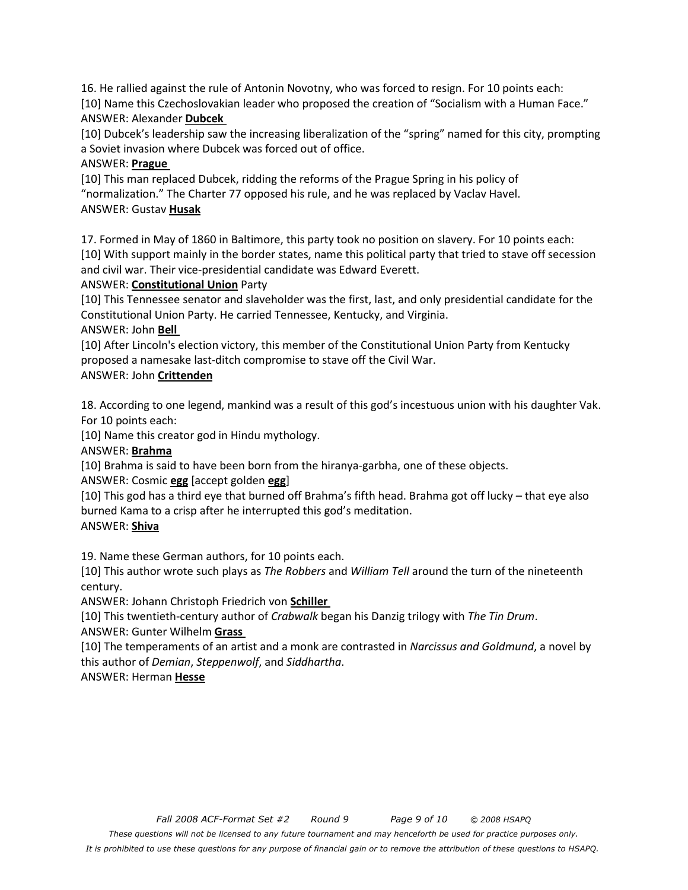16. He rallied against the rule of Antonin Novotny, who was forced to resign. For 10 points each:

[10] Name this Czechoslovakian leader who proposed the creation of "Socialism with a Human Face."

ANSWER: Alexander **Dubcek**

[10] Dubcek's leadership saw the increasing liberalization of the "spring" named for this city, prompting a Soviet invasion where Dubcek was forced out of office.

ANSWER: **Prague**

[10] This man replaced Dubcek, ridding the reforms of the Prague Spring in his policy of "normalization." The Charter 77 opposed his rule, and he was replaced by Vaclav Havel.

ANSWER: Gustav **Husak**

17. Formed in May of 1860 in Baltimore, this party took no position on slavery. For 10 points each:

[10] With support mainly in the border states, name this political party that tried to stave off secession and civil war. Their vice-presidential candidate was Edward Everett.

ANSWER: **Constitutional Union** Party

[10] This Tennessee senator and slaveholder was the first, last, and only presidential candidate for the Constitutional Union Party. He carried Tennessee, Kentucky, and Virginia.

ANSWER: John **Bell**

[10] After Lincoln's election victory, this member of the Constitutional Union Party from Kentucky proposed a namesake last-ditch compromise to stave off the Civil War.

ANSWER: John **Crittenden**

18. According to one legend, mankind was a result of this god's incestuous union with his daughter Vak. For 10 points each:

[10] Name this creator god in Hindu mythology.

ANSWER: **Brahma**

[10] Brahma is said to have been born from the hiranya-garbha, one of these objects.

ANSWER: Cosmic **egg** [accept golden **egg**]

[10] This god has a third eye that burned off Brahma's fifth head. Brahma got off lucky – that eye also burned Kama to a crisp after he interrupted this god's meditation.

ANSWER: **Shiva**

19. Name these German authors, for 10 points each.

[10] This author wrote such plays as *The Robbers* and *William Tell* around the turn of the nineteenth century.

ANSWER: Johann Christoph Friedrich von **Schiller**

[10] This twentieth-century author of *Crabwalk* began his Danzig trilogy with *The Tin Drum*.

ANSWER: Gunter Wilhelm **Grass**

[10] The temperaments of an artist and a monk are contrasted in *Narcissus and Goldmund*, a novel by this author of *Demian*, *Steppenwolf*, and *Siddhartha*.

ANSWER: Herman **Hesse**

*These questions will not be licensed to any future tournament and may henceforth be used for practice purposes only.*

*It is prohibited to use these questions for any purpose of financial gain or to remove the attribution of these questions to HSAPQ.*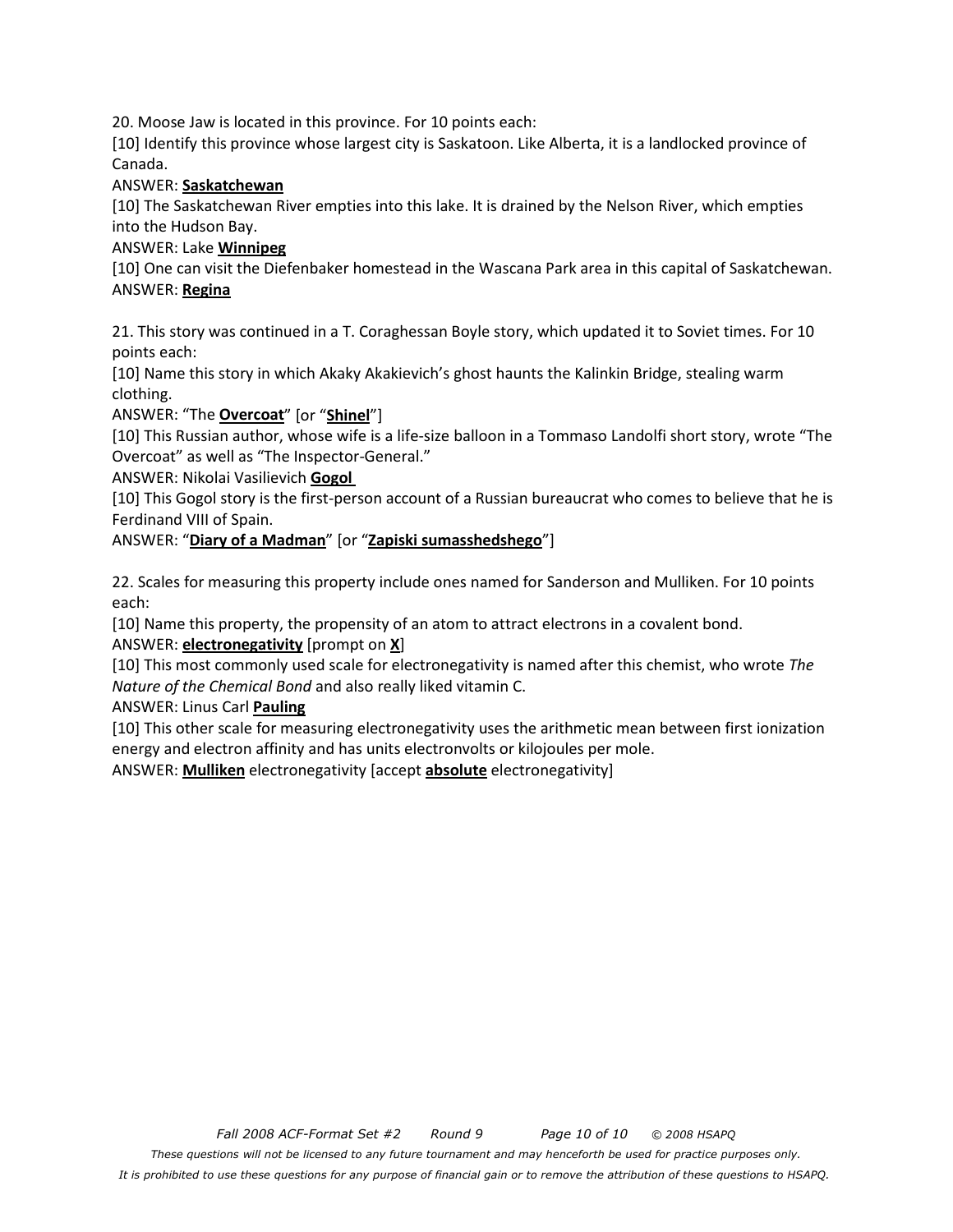20. Moose Jaw is located in this province. For 10 points each:

[10] Identify this province whose largest city is Saskatoon. Like Alberta, it is a landlocked province of Canada.

ANSWER: **Saskatchewan**

[10] The Saskatchewan River empties into this lake. It is drained by the Nelson River, which empties into the Hudson Bay.

ANSWER: Lake **Winnipeg**

[10] One can visit the Diefenbaker homestead in the Wascana Park area in this capital of Saskatchewan.

ANSWER: **Regina**

21. This story was continued in a T. Coraghessan Boyle story, which updated it to Soviet times. For 10 points each:

[10] Name this story in which Akaky Akakievich's ghost haunts the Kalinkin Bridge, stealing warm clothing.

ANSWER: "The **Overcoat**" [or "**Shinel**"]

[10] This Russian author, whose wife is a life-size balloon in a Tommaso Landolfi short story, wrote "The Overcoat" as well as "The Inspector-General."

ANSWER: Nikolai Vasilievich **Gogol**

[10] This Gogol story is the first-person account of a Russian bureaucrat who comes to believe that he is Ferdinand VIII of Spain.

ANSWER: "**Diary of a Madman**" [or "**Zapiski sumasshedshego**"]

22. Scales for measuring this property include ones named for Sanderson and Mulliken. For 10 points each:

[10] Name this property, the propensity of an atom to attract electrons in a covalent bond.

ANSWER: **electronegativity** [prompt on **X**]

[10] This most commonly used scale for electronegativity is named after this chemist, who wrote *The Nature of the Chemical Bond* and also really liked vitamin C.

ANSWER: Linus Carl **Pauling**

[10] This other scale for measuring electronegativity uses the arithmetic mean between first ionization energy and electron affinity and has units electronvolts or kilojoules per mole.

ANSWER: **Mulliken** electronegativity [accept **absolute** electronegativity]